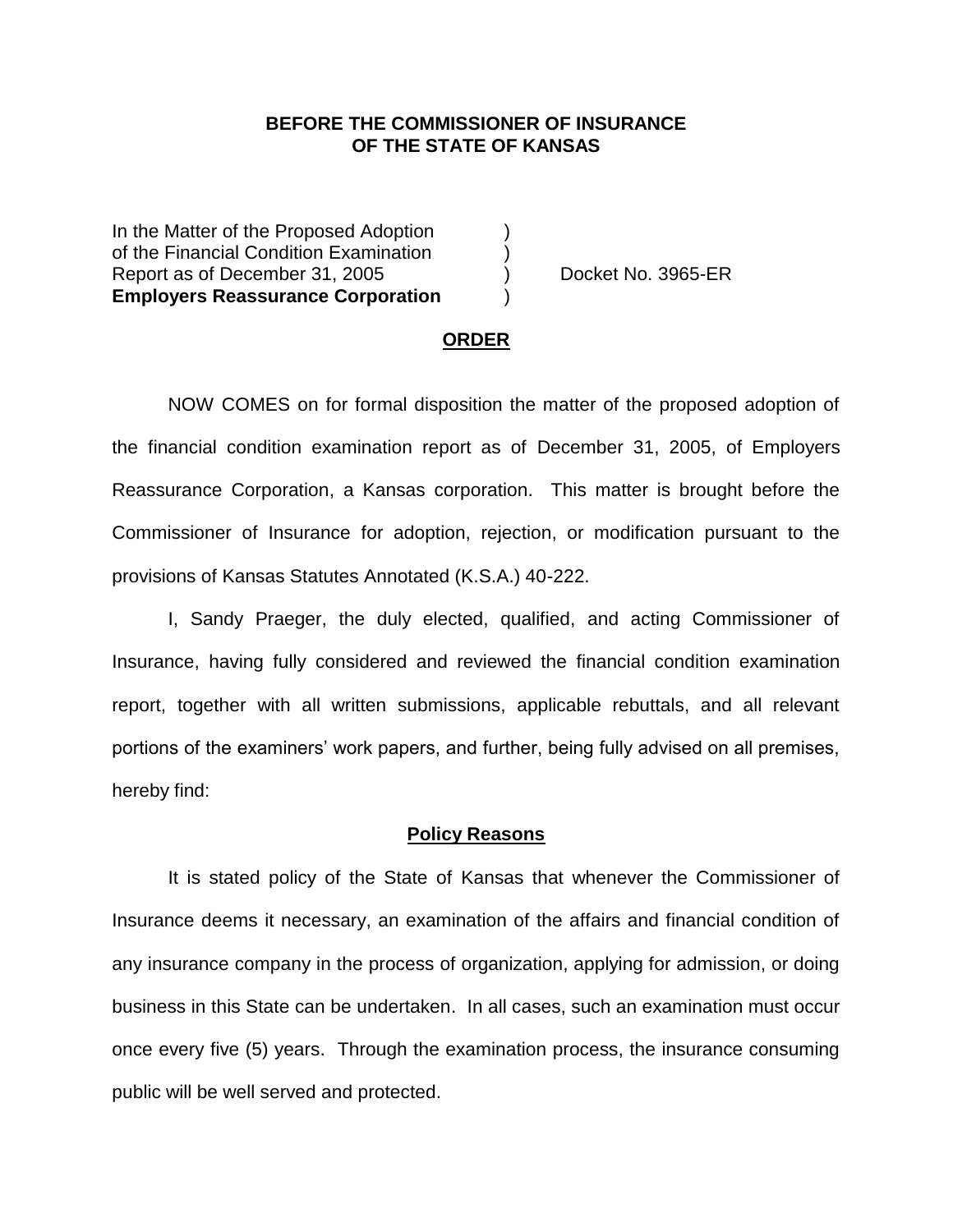**BEFORE THE COMMISSIONER OF INSURANCE**
**OF THE STATE OF KANSAS**

| | | |
|---|---|---|
| In the Matter of the Proposed Adoption of the Financial Condition Examination Report as of December 31, 2005 **Employers Reassurance Corporation** | ) ) ) ) | Docket No. 3965-ER |

## ORDER

NOW COMES on for formal disposition the matter of the proposed adoption of the financial condition examination report as of December 31, 2005, of Employers Reassurance Corporation, a Kansas corporation. This matter is brought before the Commissioner of Insurance for adoption, rejection, or modification pursuant to the provisions of Kansas Statutes Annotated (K.S.A.) 40-222.

I, Sandy Praeger, the duly elected, qualified, and acting Commissioner of Insurance, having fully considered and reviewed the financial condition examination report, together with all written submissions, applicable rebuttals, and all relevant portions of the examiners' work papers, and further, being fully advised on all premises, hereby find:

### Policy Reasons

It is stated policy of the State of Kansas that whenever the Commissioner of Insurance deems it necessary, an examination of the affairs and financial condition of any insurance company in the process of organization, applying for admission, or doing business in this State can be undertaken. In all cases, such an examination must occur once every five (5) years. Through the examination process, the insurance consuming public will be well served and protected.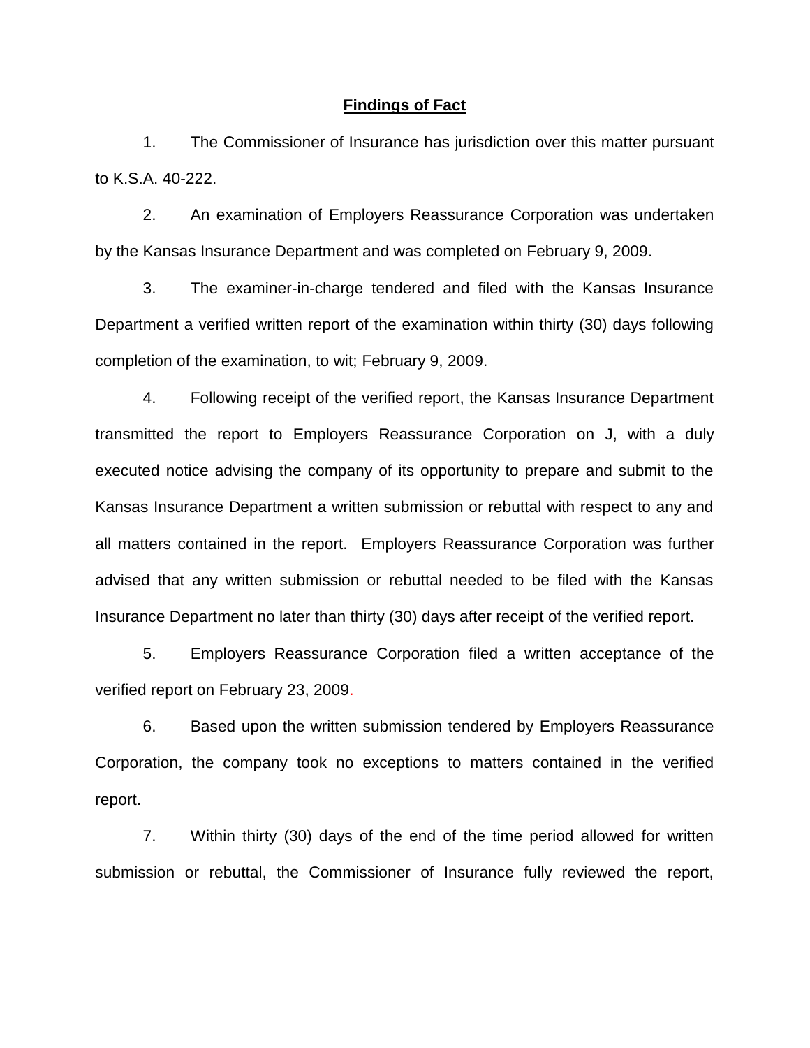## Findings of Fact

1. The Commissioner of Insurance has jurisdiction over this matter pursuant to K.S.A. 40-222.

2. An examination of Employers Reassurance Corporation was undertaken by the Kansas Insurance Department and was completed on February 9, 2009.

3. The examiner-in-charge tendered and filed with the Kansas Insurance Department a verified written report of the examination within thirty (30) days following completion of the examination, to wit; February 9, 2009.

4. Following receipt of the verified report, the Kansas Insurance Department transmitted the report to Employers Reassurance Corporation on J, with a duly executed notice advising the company of its opportunity to prepare and submit to the Kansas Insurance Department a written submission or rebuttal with respect to any and all matters contained in the report. Employers Reassurance Corporation was further advised that any written submission or rebuttal needed to be filed with the Kansas Insurance Department no later than thirty (30) days after receipt of the verified report.

5. Employers Reassurance Corporation filed a written acceptance of the verified report on February 23, 2009.

6. Based upon the written submission tendered by Employers Reassurance Corporation, the company took no exceptions to matters contained in the verified report.

7. Within thirty (30) days of the end of the time period allowed for written submission or rebuttal, the Commissioner of Insurance fully reviewed the report,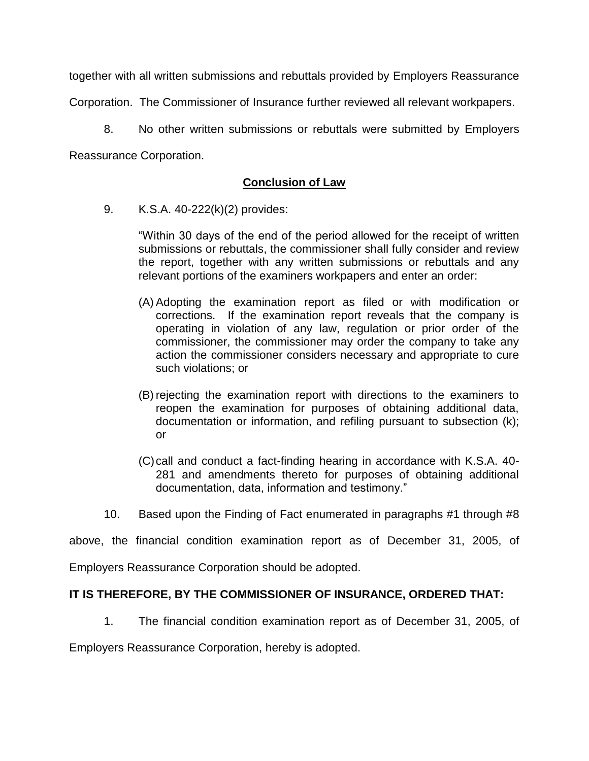together with all written submissions and rebuttals provided by Employers Reassurance Corporation. The Commissioner of Insurance further reviewed all relevant workpapers.

8. No other written submissions or rebuttals were submitted by Employers Reassurance Corporation.

## **Conclusion of Law**

9. K.S.A. 40-222(k)(2) provides:

> "Within 30 days of the end of the period allowed for the receipt of written submissions or rebuttals, the commissioner shall fully consider and review the report, together with any written submissions or rebuttals and any relevant portions of the examiners workpapers and enter an order:
>
> (A) Adopting the examination report as filed or with modification or corrections. If the examination report reveals that the company is operating in violation of any law, regulation or prior order of the commissioner, the commissioner may order the company to take any action the commissioner considers necessary and appropriate to cure such violations; or
>
> (B) rejecting the examination report with directions to the examiners to reopen the examination for purposes of obtaining additional data, documentation or information, and refiling pursuant to subsection (k); or
>
> (C) call and conduct a fact-finding hearing in accordance with K.S.A. 40-281 and amendments thereto for purposes of obtaining additional documentation, data, information and testimony."

10. Based upon the Finding of Fact enumerated in paragraphs #1 through #8 above, the financial condition examination report as of December 31, 2005, of Employers Reassurance Corporation should be adopted.

**IT IS THEREFORE, BY THE COMMISSIONER OF INSURANCE, ORDERED THAT:**

1. The financial condition examination report as of December 31, 2005, of Employers Reassurance Corporation, hereby is adopted.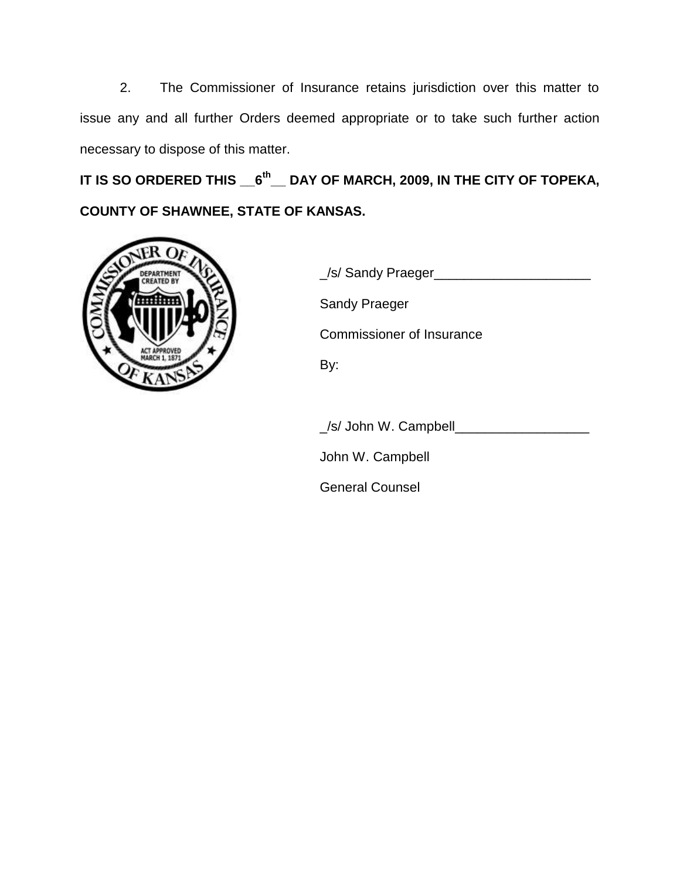2. The Commissioner of Insurance retains jurisdiction over this matter to issue any and all further Orders deemed appropriate or to take such further action necessary to dispose of this matter.

**IT IS SO ORDERED THIS __6th__ DAY OF MARCH, 2009, IN THE CITY OF TOPEKA, COUNTY OF SHAWNEE, STATE OF KANSAS.**

_/s/ Sandy Praeger_____________________

Sandy Praeger

Commissioner of Insurance

By:

_/s/ John W. Campbell__________________

John W. Campbell

General Counsel